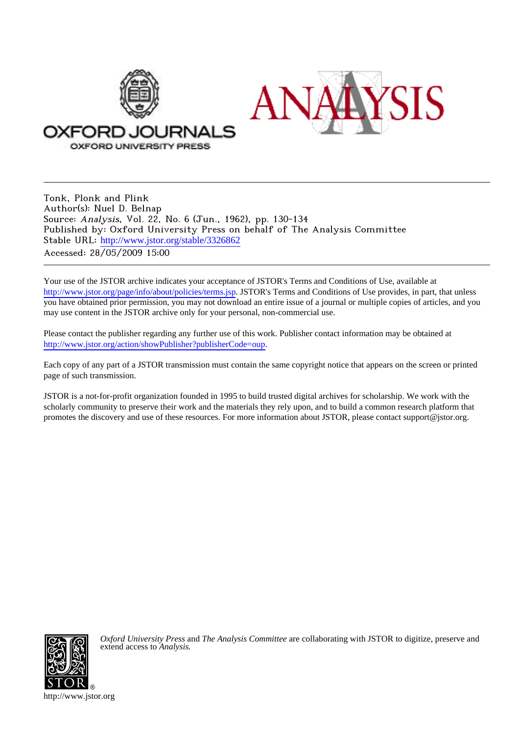Tonk, Plonk and Plink
Author(s): Nuel D. Belnap
Source: *Analysis*, Vol. 22, No. 6 (Jun., 1962), pp. 130-134
Published by: Oxford University Press on behalf of The Analysis Committee
Stable URL: http://www.jstor.org/stable/3326862
Accessed: 28/05/2009 15:00

Your use of the JSTOR archive indicates your acceptance of JSTOR's Terms and Conditions of Use, available at http://www.jstor.org/page/info/about/policies/terms.jsp. JSTOR's Terms and Conditions of Use provides, in part, that unless you have obtained prior permission, you may not download an entire issue of a journal or multiple copies of articles, and you may use content in the JSTOR archive only for your personal, non-commercial use.

Please contact the publisher regarding any further use of this work. Publisher contact information may be obtained at http://www.jstor.org/action/showPublisher?publisherCode=oup.

Each copy of any part of a JSTOR transmission must contain the same copyright notice that appears on the screen or printed page of such transmission.

JSTOR is a not-for-profit organization founded in 1995 to build trusted digital archives for scholarship. We work with the scholarly community to preserve their work and the materials they rely upon, and to build a common research platform that promotes the discovery and use of these resources. For more information about JSTOR, please contact support@jstor.org.

*Oxford University Press* and *The Analysis Committee* are collaborating with JSTOR to digitize, preserve and extend access to *Analysis*.

http://www.jstor.org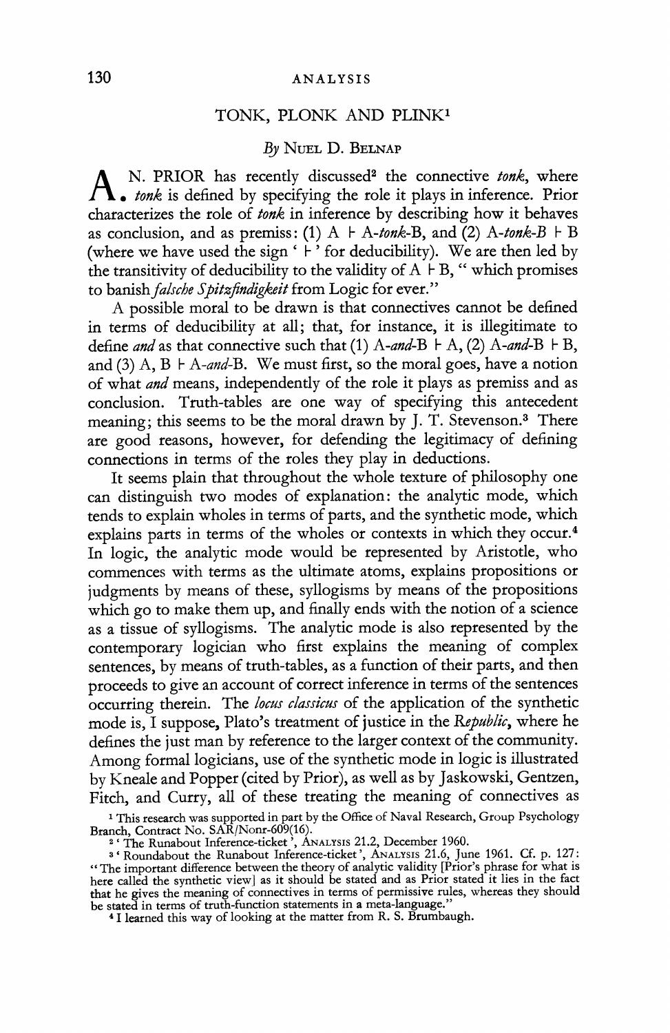# TONK, PLONK AND PLINK[1]

*By* Nuel D. Belnap

A. N. PRIOR has recently discussed[2] the connective *tonk*, where *tonk* is defined by specifying the role it plays in inference. Prior characterizes the role of *tonk* in inference by describing how it behaves as conclusion, and as premiss: (1) A $\vdash$ A-*tonk*-B, and (2) A-*tonk*-*B* $\vdash$ B (where we have used the sign '$\vdash$' for deducibility). We are then led by the transitivity of deducibility to the validity of A $\vdash$ B, "which promises to banish *falsche Spitzfindigkeit* from Logic for ever."

A possible moral to be drawn is that connectives cannot be defined in terms of deducibility at all; that, for instance, it is illegitimate to define *and* as that connective such that (1) A-*and*-B $\vdash$ A, (2) A-*and*-B $\vdash$ B, and (3) A, B $\vdash$ A-*and*-B. We must first, so the moral goes, have a notion of what *and* means, independently of the role it plays as premiss and as conclusion. Truth-tables are one way of specifying this antecedent meaning; this seems to be the moral drawn by J. T. Stevenson.[3] There are good reasons, however, for defending the legitimacy of defining connections in terms of the roles they play in deductions.

It seems plain that throughout the whole texture of philosophy one can distinguish two modes of explanation: the analytic mode, which tends to explain wholes in terms of parts, and the synthetic mode, which explains parts in terms of the wholes or contexts in which they occur.[4] In logic, the analytic mode would be represented by Aristotle, who commences with terms as the ultimate atoms, explains propositions or judgments by means of these, syllogisms by means of the propositions which go to make them up, and finally ends with the notion of a science as a tissue of syllogisms. The analytic mode is also represented by the contemporary logician who first explains the meaning of complex sentences, by means of truth-tables, as a function of their parts, and then proceeds to give an account of correct inference in terms of the sentences occurring therein. The *locus classicus* of the application of the synthetic mode is, I suppose, Plato's treatment of justice in the *Republic*, where he defines the just man by reference to the larger context of the community. Among formal logicians, use of the synthetic mode in logic is illustrated by Kneale and Popper (cited by Prior), as well as by Jaskowski, Gentzen, Fitch, and Curry, all of these treating the meaning of connectives as

[1] This research was supported in part by the Office of Naval Research, Group Psychology Branch, Contract No. SAR/Nonr-609(16).

[2] 'The Runabout Inference-ticket', Analysis 21.2, December 1960.

[3] 'Roundabout the Runabout Inference-ticket', Analysis 21.6, June 1961. Cf. p. 127: "The important difference between the theory of analytic validity [Prior's phrase for what is here called the synthetic view] as it should be stated and as Prior stated it lies in the fact that he gives the meaning of connectives in terms of permissive rules, whereas they should be stated in terms of truth-function statements in a meta-language."

[4] I learned this way of looking at the matter from R. S. Brumbaugh.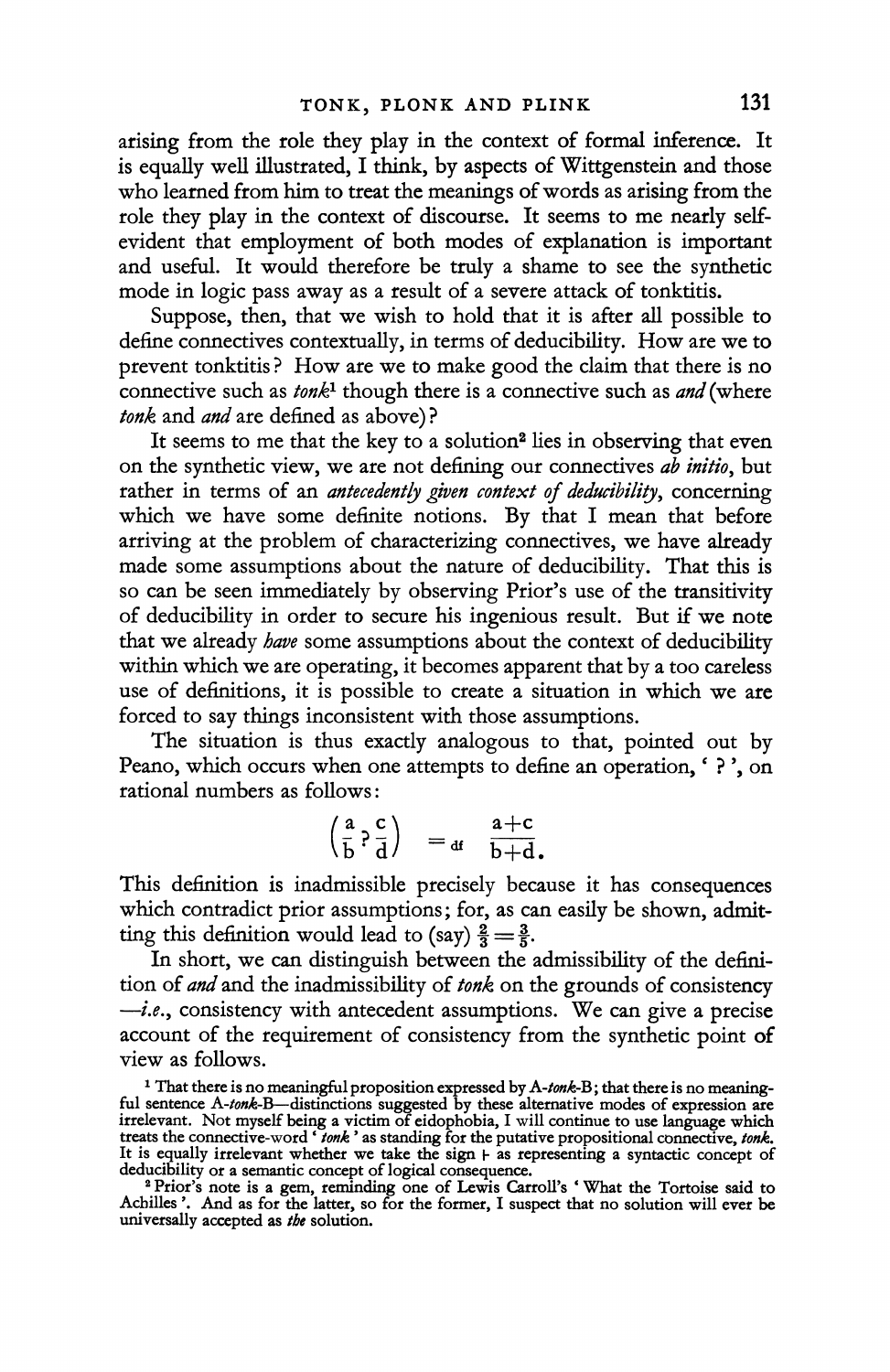arising from the role they play in the context of formal inference. It is equally well illustrated, I think, by aspects of Wittgenstein and those who learned from him to treat the meanings of words as arising from the role they play in the context of discourse. It seems to me nearly self-evident that employment of both modes of explanation is important and useful. It would therefore be truly a shame to see the synthetic mode in logic pass away as a result of a severe attack of tonktitis.

Suppose, then, that we wish to hold that it is after all possible to define connectives contextually, in terms of deducibility. How are we to prevent tonktitis? How are we to make good the claim that there is no connective such as *tonk*[1] though there is a connective such as *and* (where *tonk* and *and* are defined as above)?

It seems to me that the key to a solution[2] lies in observing that even on the synthetic view, we are not defining our connectives *ab initio*, but rather in terms of an *antecedently given context of deducibility*, concerning which we have some definite notions. By that I mean that before arriving at the problem of characterizing connectives, we have already made some assumptions about the nature of deducibility. That this is so can be seen immediately by observing Prior's use of the transitivity of deducibility in order to secure his ingenious result. But if we note that we already *have* some assumptions about the context of deducibility within which we are operating, it becomes apparent that by a too careless use of definitions, it is possible to create a situation in which we are forced to say things inconsistent with those assumptions.

The situation is thus exactly analogous to that, pointed out by Peano, which occurs when one attempts to define an operation, '?', on rational numbers as follows:

$$\left(\frac{a}{b} ? \frac{c}{d}\right) =_{df} \frac{a+c}{b+d}.$$

This definition is inadmissible precisely because it has consequences which contradict prior assumptions; for, as can easily be shown, admitting this definition would lead to (say) $\frac{2}{3} = \frac{3}{5}$.

In short, we can distinguish between the admissibility of the definition of *and* and the inadmissibility of *tonk* on the grounds of consistency —*i.e.*, consistency with antecedent assumptions. We can give a precise account of the requirement of consistency from the synthetic point of view as follows.

[1] That there is no meaningful proposition expressed by A-*tonk*-B; that there is no meaningful sentence A-*tonk*-B—distinctions suggested by these alternative modes of expression are irrelevant. Not myself being a victim of eidophobia, I will continue to use language which treats the connective-word '*tonk*' as standing for the putative propositional connective, *tonk*. It is equally irrelevant whether we take the sign $\vdash$ as representing a syntactic concept of deducibility or a semantic concept of logical consequence.

[2] Prior's note is a gem, reminding one of Lewis Carroll's 'What the Tortoise said to Achilles'. And as for the latter, so for the former, I suspect that no solution will ever be universally accepted as *the* solution.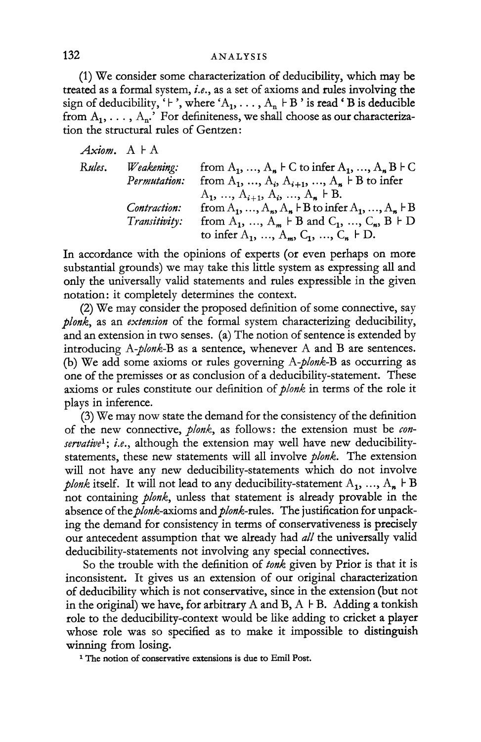(1) We consider some characterization of deducibility, which may be treated as a formal system, *i.e.*, as a set of axioms and rules involving the sign of deducibility, '$\vdash$', where '$A_1, \ldots, A_n \vdash B$' is read 'B is deducible from $A_1, \ldots, A_n$.' For definiteness, we shall choose as our characterization the structural rules of Gentzen:

*Axiom.* $A \vdash A$

*Rules.*
- *Weakening:* from $A_1, \ldots, A_n \vdash C$ to infer $A_1, \ldots, A_n, B \vdash C$
- *Permutation:* from $A_1, \ldots, A_i, A_{i+1}, \ldots, A_n \vdash B$ to infer $A_1, \ldots, A_{i+1}, A_i, \ldots, A_n \vdash B$.
- *Contraction:* from $A_1, \ldots, A_n, A_n \vdash B$ to infer $A_1, \ldots, A_n \vdash B$
- *Transitivity:* from $A_1, \ldots, A_m \vdash B$ and $C_1, \ldots, C_n, B \vdash D$ to infer $A_1, \ldots, A_m, C_1, \ldots, C_n \vdash D$.

In accordance with the opinions of experts (or even perhaps on more substantial grounds) we may take this little system as expressing all and only the universally valid statements and rules expressible in the given notation: it completely determines the context.

(2) We may consider the proposed definition of some connective, say *plonk*, as an *extension* of the formal system characterizing deducibility, and an extension in two senses. (a) The notion of sentence is extended by introducing A-*plonk*-B as a sentence, whenever A and B are sentences. (b) We add some axioms or rules governing A-*plonk*-B as occurring as one of the premisses or as conclusion of a deducibility-statement. These axioms or rules constitute our definition of *plonk* in terms of the role it plays in inference.

(3) We may now state the demand for the consistency of the definition of the new connective, *plonk*, as follows: the extension must be *conservative*[1]; *i.e.*, although the extension may well have new deducibility-statements, these new statements will all involve *plonk*. The extension will not have any new deducibility-statements which do not involve *plonk* itself. It will not lead to any deducibility-statement $A_1, \ldots, A_n \vdash B$ not containing *plonk*, unless that statement is already provable in the absence of the *plonk*-axioms and *plonk*-rules. The justification for unpacking the demand for consistency in terms of conservativeness is precisely our antecedent assumption that we already had *all* the universally valid deducibility-statements not involving any special connectives.

So the trouble with the definition of *tonk* given by Prior is that it is inconsistent. It gives us an extension of our original characterization of deducibility which is not conservative, since in the extension (but not in the original) we have, for arbitrary A and B, $A \vdash B$. Adding a tonkish role to the deducibility-context would be like adding to cricket a player whose role was so specified as to make it impossible to distinguish winning from losing.

[1] The notion of conservative extensions is due to Emil Post.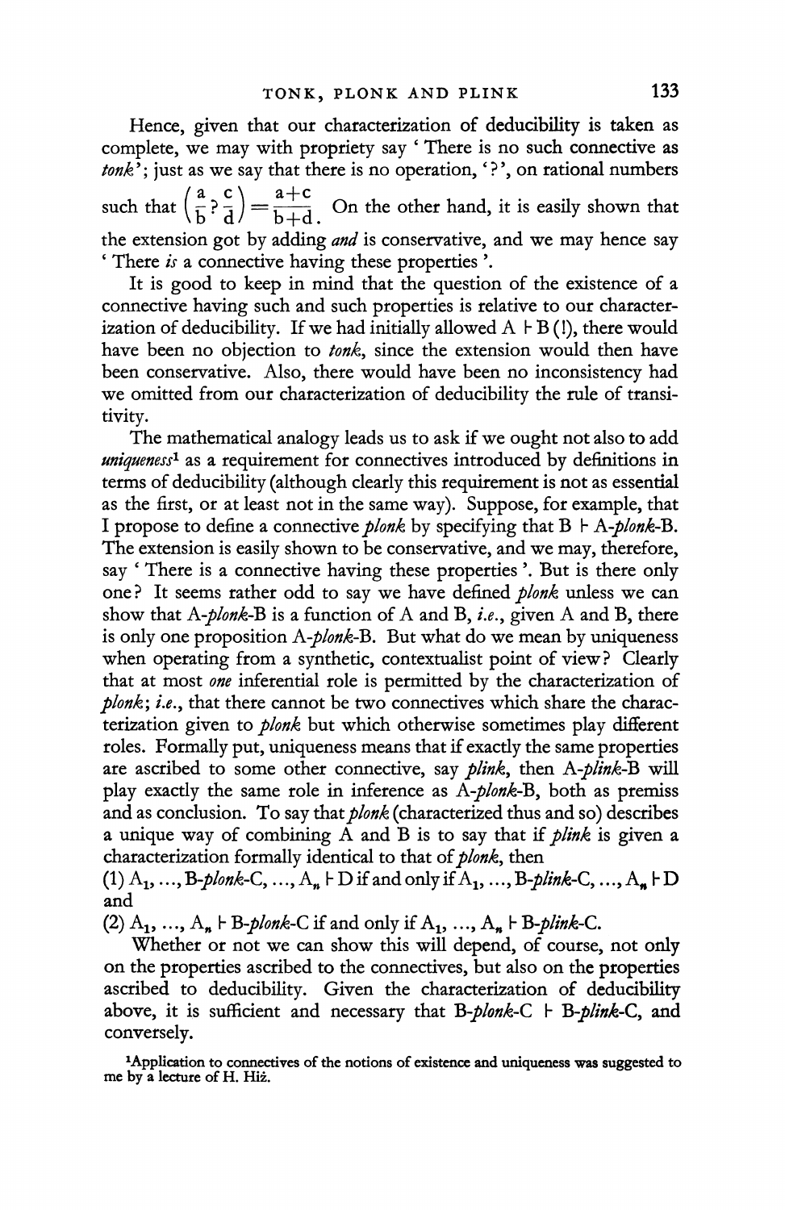Hence, given that our characterization of deducibility is taken as complete, we may with propriety say 'There is no such connective as *tonk*'; just as we say that there is no operation, '?', on rational numbers such that $\left(\frac{a}{b} ? \frac{c}{d}\right) = \frac{a+c}{b+d}$. On the other hand, it is easily shown that the extension got by adding *and* is conservative, and we may hence say 'There *is* a connective having these properties'.

It is good to keep in mind that the question of the existence of a connective having such and such properties is relative to our characterization of deducibility. If we had initially allowed $A \vdash B$ (!), there would have been no objection to *tonk*, since the extension would then have been conservative. Also, there would have been no inconsistency had we omitted from our characterization of deducibility the rule of transitivity.

The mathematical analogy leads us to ask if we ought not also to add *uniqueness*[1] as a requirement for connectives introduced by definitions in terms of deducibility (although clearly this requirement is not as essential as the first, or at least not in the same way). Suppose, for example, that I propose to define a connective *plonk* by specifying that $B \vdash$ A-*plonk*-B. The extension is easily shown to be conservative, and we may, therefore, say 'There is a connective having these properties'. But is there only one? It seems rather odd to say we have defined *plonk* unless we can show that A-*plonk*-B is a function of A and B, *i.e.*, given A and B, there is only one proposition A-*plonk*-B. But what do we mean by uniqueness when operating from a synthetic, contextualist point of view? Clearly that at most *one* inferential role is permitted by the characterization of *plonk*; *i.e.*, that there cannot be two connectives which share the characterization given to *plonk* but which otherwise sometimes play different roles. Formally put, uniqueness means that if exactly the same properties are ascribed to some other connective, say *plink*, then A-*plink*-B will play exactly the same role in inference as A-*plonk*-B, both as premiss and as conclusion. To say that *plonk* (characterized thus and so) describes a unique way of combining A and B is to say that if *plink* is given a characterization formally identical to that of *plonk*, then

(1) $A_1, \ldots,$ B-*plonk*-C, $\ldots, A_n \vdash D$ if and only if $A_1, \ldots,$ B-*plink*-C, $\ldots, A_n \vdash D$ and

(2) $A_1, \ldots, A_n \vdash$ B-*plonk*-C if and only if $A_1, \ldots, A_n \vdash$ B-*plink*-C.

Whether or not we can show this will depend, of course, not only on the properties ascribed to the connectives, but also on the properties ascribed to deducibility. Given the characterization of deducibility above, it is sufficient and necessary that B-*plonk*-C $\vdash$ B-*plink*-C, and conversely.

[1]Application to connectives of the notions of existence and uniqueness was suggested to me by a lecture of H. Hiż.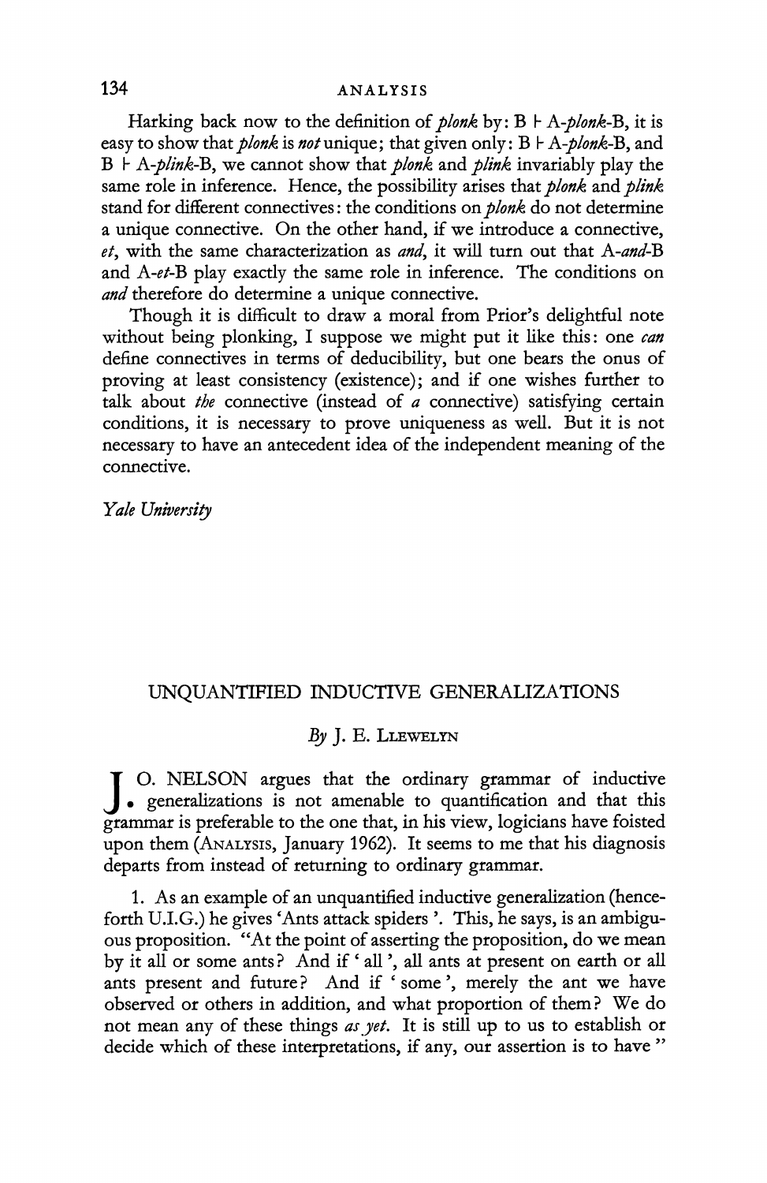Harking back now to the definition of *plonk* by: B ⊢ A-*plonk*-B, it is easy to show that *plonk* is *not* unique; that given only: B ⊢ A-*plonk*-B, and B ⊢ A-*plink*-B, we cannot show that *plonk* and *plink* invariably play the same role in inference. Hence, the possibility arises that *plonk* and *plink* stand for different connectives: the conditions on *plonk* do not determine a unique connective. On the other hand, if we introduce a connective, *et*, with the same characterization as *and*, it will turn out that A-*and*-B and A-*et*-B play exactly the same role in inference. The conditions on *and* therefore do determine a unique connective.

Though it is difficult to draw a moral from Prior's delightful note without being plonking, I suppose we might put it like this: one *can* define connectives in terms of deducibility, but one bears the onus of proving at least consistency (existence); and if one wishes further to talk about *the* connective (instead of *a* connective) satisfying certain conditions, it is necessary to prove uniqueness as well. But it is not necessary to have an antecedent idea of the independent meaning of the connective.

*Yale University*

# UNQUANTIFIED INDUCTIVE GENERALIZATIONS

*By* J. E. LLEWELYN

J. O. NELSON argues that the ordinary grammar of inductive generalizations is not amenable to quantification and that this grammar is preferable to the one that, in his view, logicians have foisted upon them (ANALYSIS, January 1962). It seems to me that his diagnosis departs from instead of returning to ordinary grammar.

1. As an example of an unquantified inductive generalization (henceforth U.I.G.) he gives 'Ants attack spiders'. This, he says, is an ambiguous proposition. "At the point of asserting the proposition, do we mean by it all or some ants? And if 'all', all ants at present on earth or all ants present and future? And if 'some', merely the ant we have observed or others in addition, and what proportion of them? We do not mean any of these things *as yet*. It is still up to us to establish or decide which of these interpretations, if any, our assertion is to have"